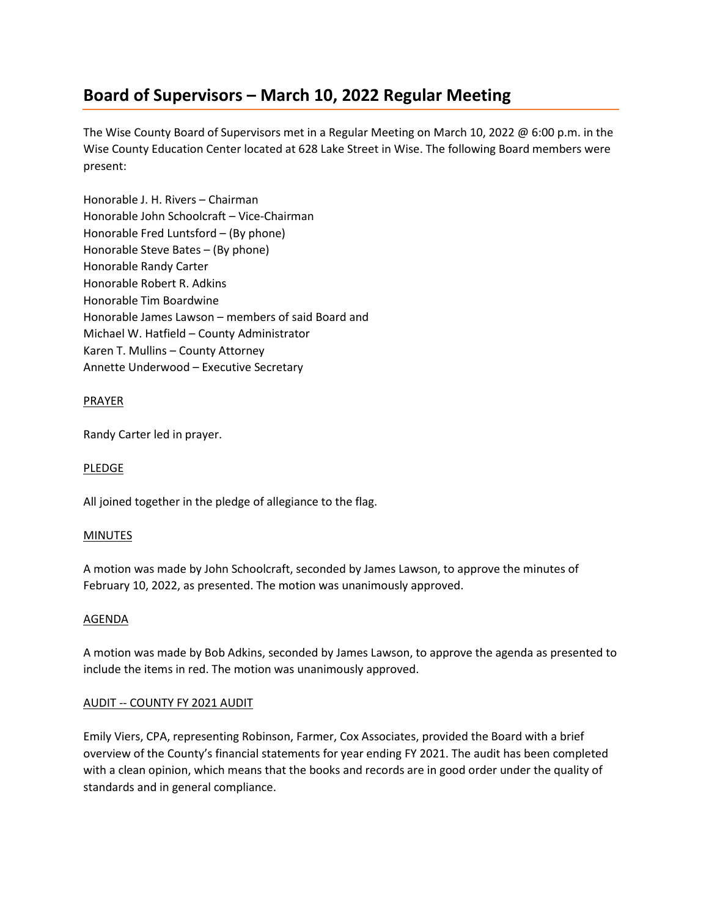# Board of Supervisors – March 10, 2022 Regular Meeting

The Wise County Board of Supervisors met in a Regular Meeting on March 10, 2022 @ 6:00 p.m. in the Wise County Education Center located at 628 Lake Street in Wise. The following Board members were present:

Honorable J. H. Rivers – Chairman
Honorable John Schoolcraft – Vice-Chairman
Honorable Fred Luntsford – (By phone)
Honorable Steve Bates – (By phone)
Honorable Randy Carter
Honorable Robert R. Adkins
Honorable Tim Boardwine
Honorable James Lawson – members of said Board and
Michael W. Hatfield – County Administrator
Karen T. Mullins – County Attorney
Annette Underwood – Executive Secretary

PRAYER

Randy Carter led in prayer.

PLEDGE

All joined together in the pledge of allegiance to the flag.

MINUTES

A motion was made by John Schoolcraft, seconded by James Lawson, to approve the minutes of February 10, 2022, as presented. The motion was unanimously approved.

AGENDA

A motion was made by Bob Adkins, seconded by James Lawson, to approve the agenda as presented to include the items in red. The motion was unanimously approved.

AUDIT -- COUNTY FY 2021 AUDIT

Emily Viers, CPA, representing Robinson, Farmer, Cox Associates, provided the Board with a brief overview of the County's financial statements for year ending FY 2021. The audit has been completed with a clean opinion, which means that the books and records are in good order under the quality of standards and in general compliance.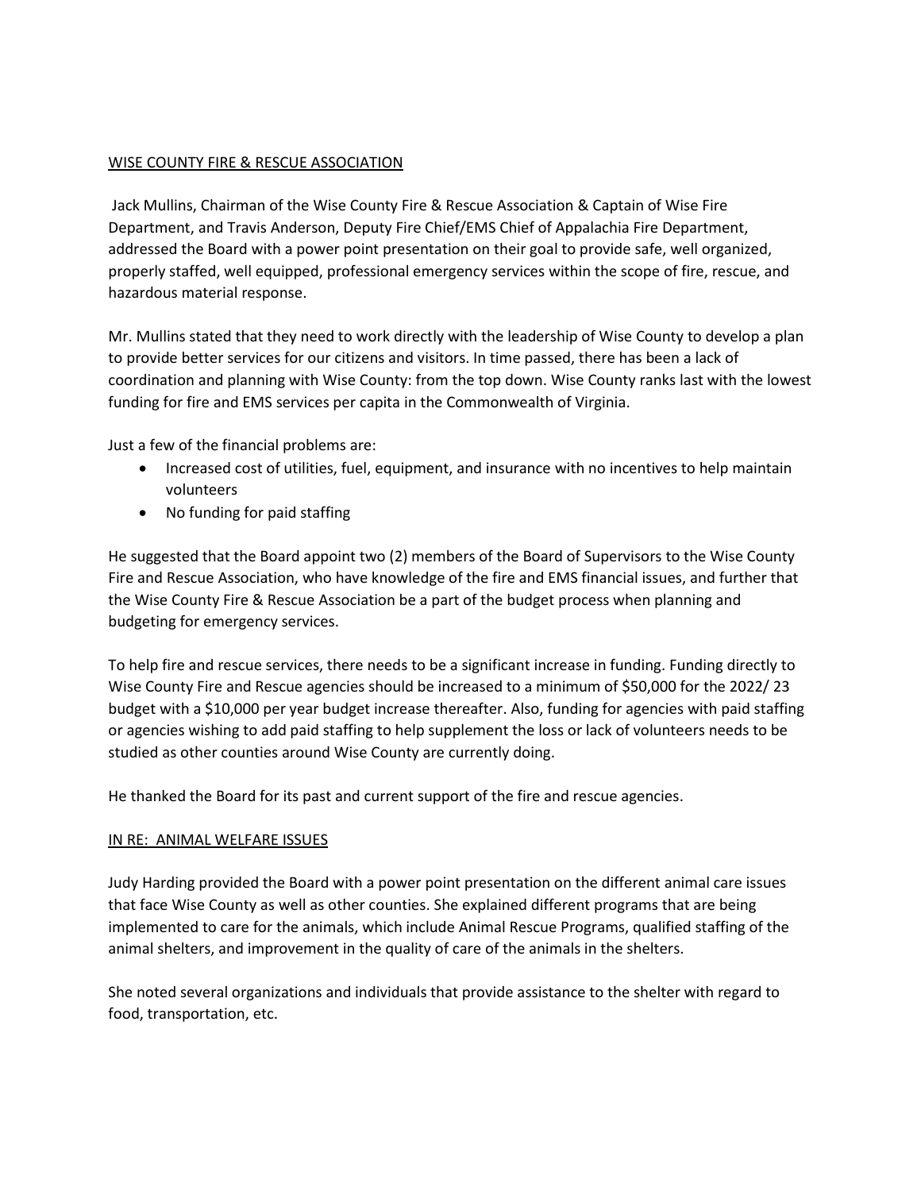WISE COUNTY FIRE & RESCUE ASSOCIATION

Jack Mullins, Chairman of the Wise County Fire & Rescue Association & Captain of Wise Fire Department, and Travis Anderson, Deputy Fire Chief/EMS Chief of Appalachia Fire Department, addressed the Board with a power point presentation on their goal to provide safe, well organized, properly staffed, well equipped, professional emergency services within the scope of fire, rescue, and hazardous material response.

Mr. Mullins stated that they need to work directly with the leadership of Wise County to develop a plan to provide better services for our citizens and visitors. In time passed, there has been a lack of coordination and planning with Wise County: from the top down. Wise County ranks last with the lowest funding for fire and EMS services per capita in the Commonwealth of Virginia.

Just a few of the financial problems are:

- Increased cost of utilities, fuel, equipment, and insurance with no incentives to help maintain volunteers
- No funding for paid staffing

He suggested that the Board appoint two (2) members of the Board of Supervisors to the Wise County Fire and Rescue Association, who have knowledge of the fire and EMS financial issues, and further that the Wise County Fire & Rescue Association be a part of the budget process when planning and budgeting for emergency services.

To help fire and rescue services, there needs to be a significant increase in funding. Funding directly to Wise County Fire and Rescue agencies should be increased to a minimum of $50,000 for the 2022/ 23 budget with a $10,000 per year budget increase thereafter. Also, funding for agencies with paid staffing or agencies wishing to add paid staffing to help supplement the loss or lack of volunteers needs to be studied as other counties around Wise County are currently doing.

He thanked the Board for its past and current support of the fire and rescue agencies.

IN RE: ANIMAL WELFARE ISSUES

Judy Harding provided the Board with a power point presentation on the different animal care issues that face Wise County as well as other counties. She explained different programs that are being implemented to care for the animals, which include Animal Rescue Programs, qualified staffing of the animal shelters, and improvement in the quality of care of the animals in the shelters.

She noted several organizations and individuals that provide assistance to the shelter with regard to food, transportation, etc.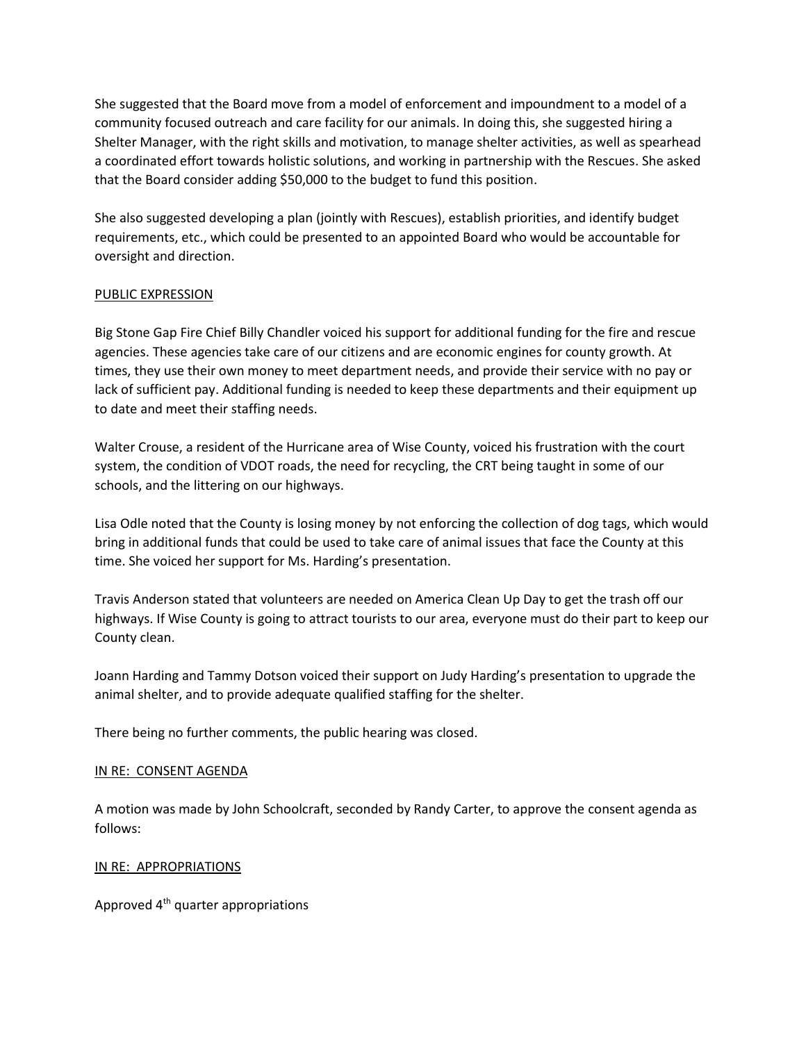She suggested that the Board move from a model of enforcement and impoundment to a model of a community focused outreach and care facility for our animals. In doing this, she suggested hiring a Shelter Manager, with the right skills and motivation, to manage shelter activities, as well as spearhead a coordinated effort towards holistic solutions, and working in partnership with the Rescues. She asked that the Board consider adding $50,000 to the budget to fund this position.

She also suggested developing a plan (jointly with Rescues), establish priorities, and identify budget requirements, etc., which could be presented to an appointed Board who would be accountable for oversight and direction.

PUBLIC EXPRESSION

Big Stone Gap Fire Chief Billy Chandler voiced his support for additional funding for the fire and rescue agencies. These agencies take care of our citizens and are economic engines for county growth. At times, they use their own money to meet department needs, and provide their service with no pay or lack of sufficient pay. Additional funding is needed to keep these departments and their equipment up to date and meet their staffing needs.

Walter Crouse, a resident of the Hurricane area of Wise County, voiced his frustration with the court system, the condition of VDOT roads, the need for recycling, the CRT being taught in some of our schools, and the littering on our highways.

Lisa Odle noted that the County is losing money by not enforcing the collection of dog tags, which would bring in additional funds that could be used to take care of animal issues that face the County at this time. She voiced her support for Ms. Harding's presentation.

Travis Anderson stated that volunteers are needed on America Clean Up Day to get the trash off our highways. If Wise County is going to attract tourists to our area, everyone must do their part to keep our County clean.

Joann Harding and Tammy Dotson voiced their support on Judy Harding's presentation to upgrade the animal shelter, and to provide adequate qualified staffing for the shelter.

There being no further comments, the public hearing was closed.

IN RE: CONSENT AGENDA

A motion was made by John Schoolcraft, seconded by Randy Carter, to approve the consent agenda as follows:

IN RE: APPROPRIATIONS

Approved 4th quarter appropriations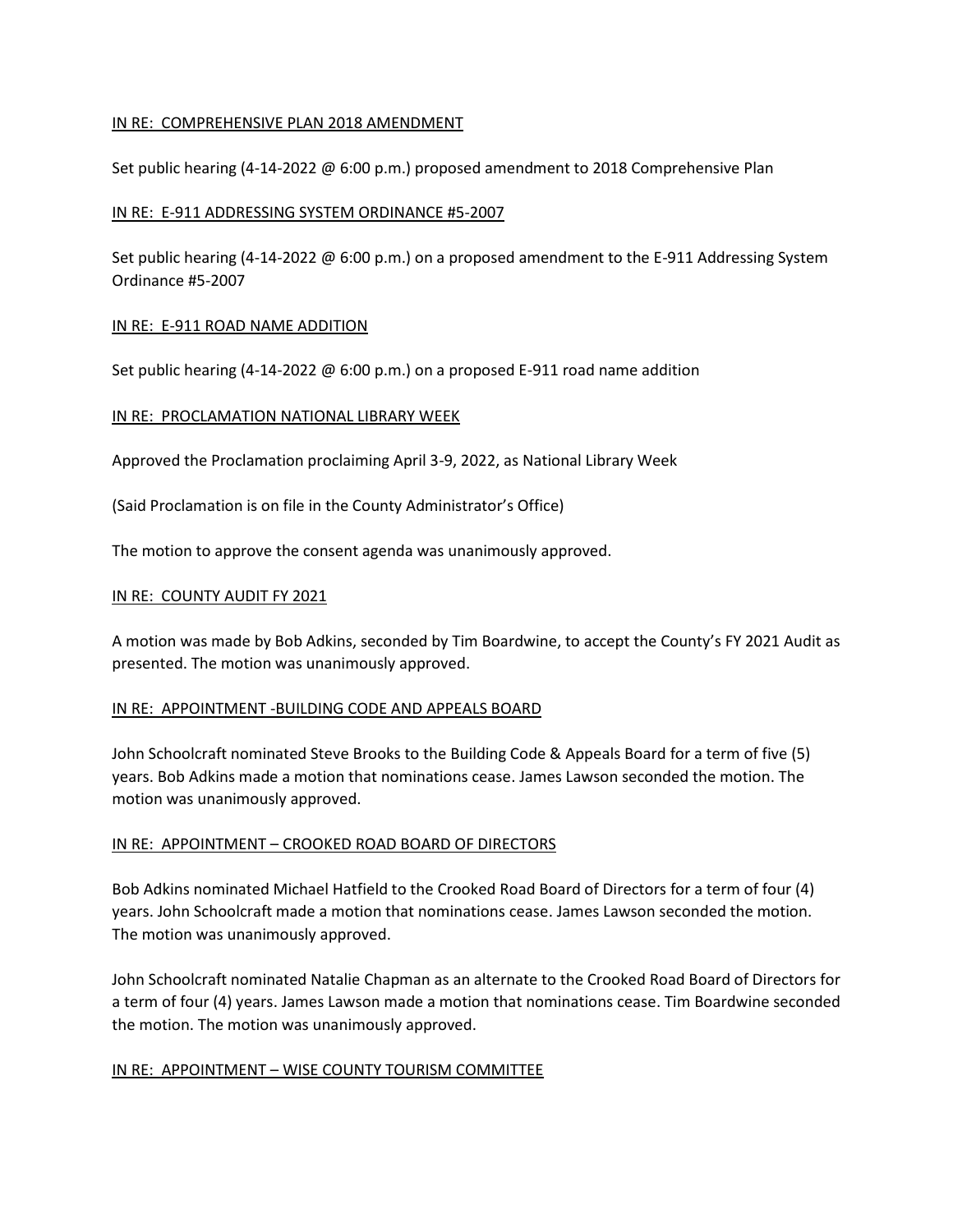IN RE: COMPREHENSIVE PLAN 2018 AMENDMENT

Set public hearing (4-14-2022 @ 6:00 p.m.) proposed amendment to 2018 Comprehensive Plan

IN RE: E-911 ADDRESSING SYSTEM ORDINANCE #5-2007

Set public hearing (4-14-2022 @ 6:00 p.m.) on a proposed amendment to the E-911 Addressing System Ordinance #5-2007

IN RE: E-911 ROAD NAME ADDITION

Set public hearing (4-14-2022 @ 6:00 p.m.) on a proposed E-911 road name addition

IN RE: PROCLAMATION NATIONAL LIBRARY WEEK

Approved the Proclamation proclaiming April 3-9, 2022, as National Library Week

(Said Proclamation is on file in the County Administrator's Office)

The motion to approve the consent agenda was unanimously approved.

IN RE: COUNTY AUDIT FY 2021

A motion was made by Bob Adkins, seconded by Tim Boardwine, to accept the County's FY 2021 Audit as presented. The motion was unanimously approved.

IN RE: APPOINTMENT -BUILDING CODE AND APPEALS BOARD

John Schoolcraft nominated Steve Brooks to the Building Code & Appeals Board for a term of five (5) years. Bob Adkins made a motion that nominations cease. James Lawson seconded the motion. The motion was unanimously approved.

IN RE: APPOINTMENT – CROOKED ROAD BOARD OF DIRECTORS

Bob Adkins nominated Michael Hatfield to the Crooked Road Board of Directors for a term of four (4) years. John Schoolcraft made a motion that nominations cease. James Lawson seconded the motion. The motion was unanimously approved.

John Schoolcraft nominated Natalie Chapman as an alternate to the Crooked Road Board of Directors for a term of four (4) years. James Lawson made a motion that nominations cease. Tim Boardwine seconded the motion. The motion was unanimously approved.

IN RE: APPOINTMENT – WISE COUNTY TOURISM COMMITTEE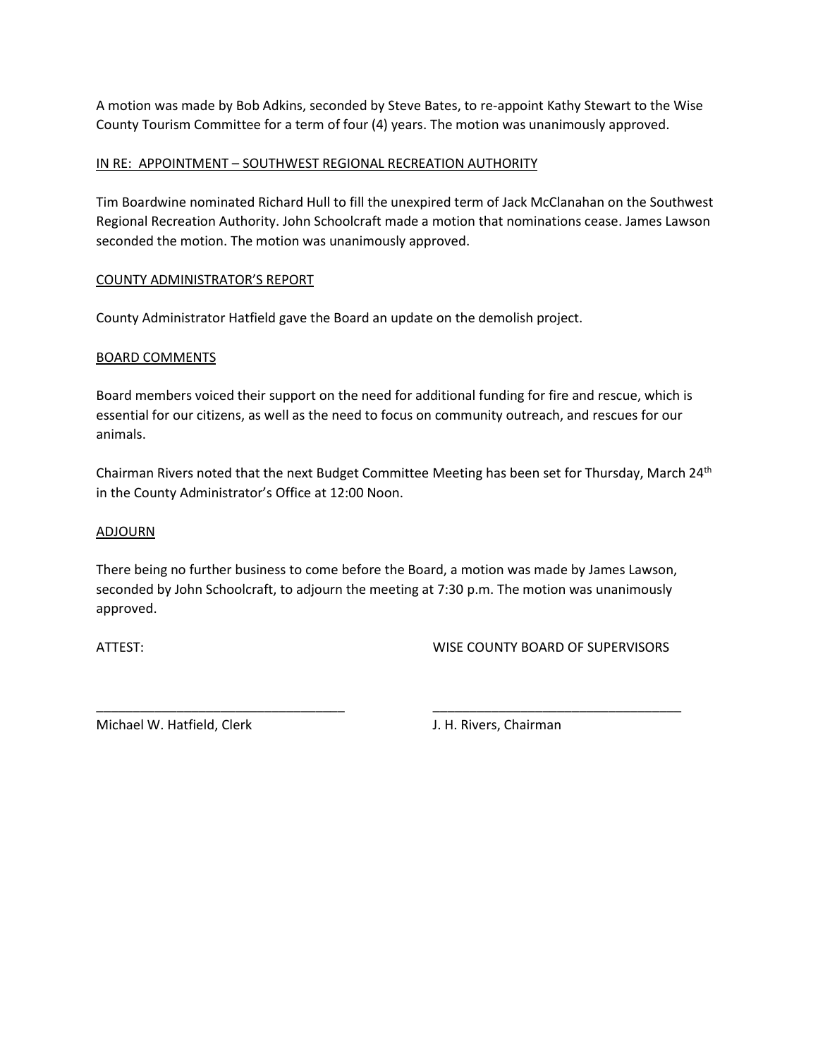A motion was made by Bob Adkins, seconded by Steve Bates, to re-appoint Kathy Stewart to the Wise County Tourism Committee for a term of four (4) years. The motion was unanimously approved.

IN RE: APPOINTMENT – SOUTHWEST REGIONAL RECREATION AUTHORITY

Tim Boardwine nominated Richard Hull to fill the unexpired term of Jack McClanahan on the Southwest Regional Recreation Authority. John Schoolcraft made a motion that nominations cease. James Lawson seconded the motion. The motion was unanimously approved.

COUNTY ADMINISTRATOR'S REPORT

County Administrator Hatfield gave the Board an update on the demolish project.

BOARD COMMENTS

Board members voiced their support on the need for additional funding for fire and rescue, which is essential for our citizens, as well as the need to focus on community outreach, and rescues for our animals.

Chairman Rivers noted that the next Budget Committee Meeting has been set for Thursday, March 24th in the County Administrator's Office at 12:00 Noon.

ADJOURN

There being no further business to come before the Board, a motion was made by James Lawson, seconded by John Schoolcraft, to adjourn the meeting at 7:30 p.m. The motion was unanimously approved.

ATTEST: WISE COUNTY BOARD OF SUPERVISORS

___________________________________ ___________________________________

Michael W. Hatfield, Clerk J. H. Rivers, Chairman